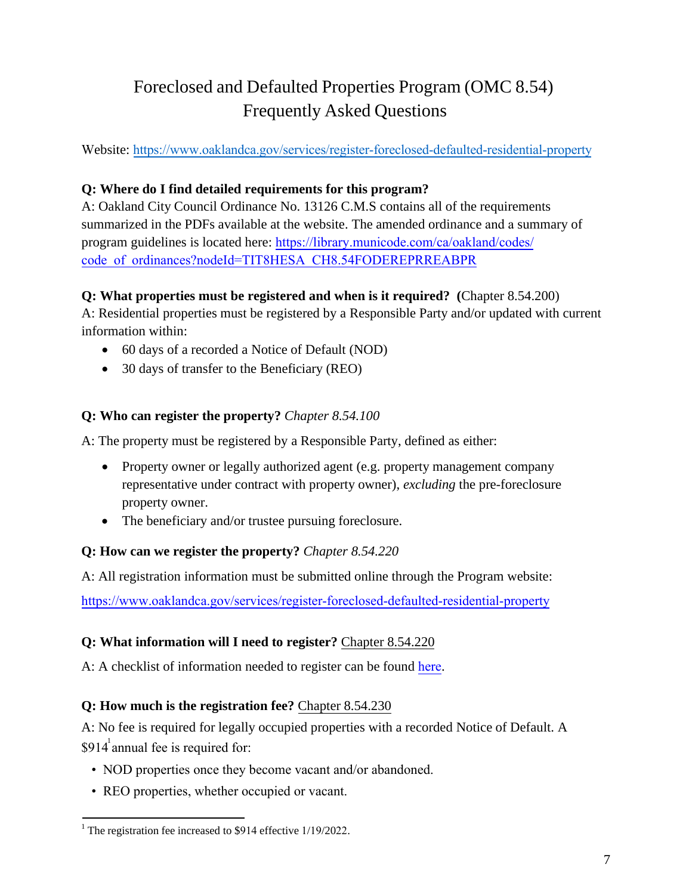# Foreclosed and Defaulted Properties Program (OMC 8.54)
# Frequently Asked Questions

Website: [https://www.oaklandca.gov/services/register-foreclosed-defaulted-residential-property](https://www.oaklandca.gov/services/register-foreclosed-defaulted-residential-property)

**Q: Where do I find detailed requirements for this program?**
A: Oakland City Council Ordinance No. 13126 C.M.S contains all of the requirements summarized in the PDFs available at the website. The amended ordinance and a summary of program guidelines is located here: [https://library.municode.com/ca/oakland/codes/code_of_ordinances?nodeId=TIT8HESA_CH8.54FODEREPRREABPR](https://library.municode.com/ca/oakland/codes/code_of_ordinances?nodeId=TIT8HESA_CH8.54FODEREPRREABPR)

**Q: What properties must be registered and when is it required? (**Chapter 8.54.200)
A: Residential properties must be registered by a Responsible Party and/or updated with current information within:

- 60 days of a recorded a Notice of Default (NOD)
- 30 days of transfer to the Beneficiary (REO)

**Q: Who can register the property?** *Chapter 8.54.100*

A: The property must be registered by a Responsible Party, defined as either:

- Property owner or legally authorized agent (e.g. property management company representative under contract with property owner), *excluding* the pre-foreclosure property owner.
- The beneficiary and/or trustee pursuing foreclosure.

**Q: How can we register the property?** *Chapter 8.54.220*

A: All registration information must be submitted online through the Program website:

[https://www.oaklandca.gov/services/register-foreclosed-defaulted-residential-property](https://www.oaklandca.gov/services/register-foreclosed-defaulted-residential-property)

**Q: What information will I need to register?** Chapter 8.54.220

A: A checklist of information needed to register can be found here.

**Q: How much is the registration fee?** Chapter 8.54.230

A: No fee is required for legally occupied properties with a recorded Notice of Default. A $914[1] annual fee is required for:

- NOD properties once they become vacant and/or abandoned.
- REO properties, whether occupied or vacant.

[1] The registration fee increased to $914 effective 1/19/2022.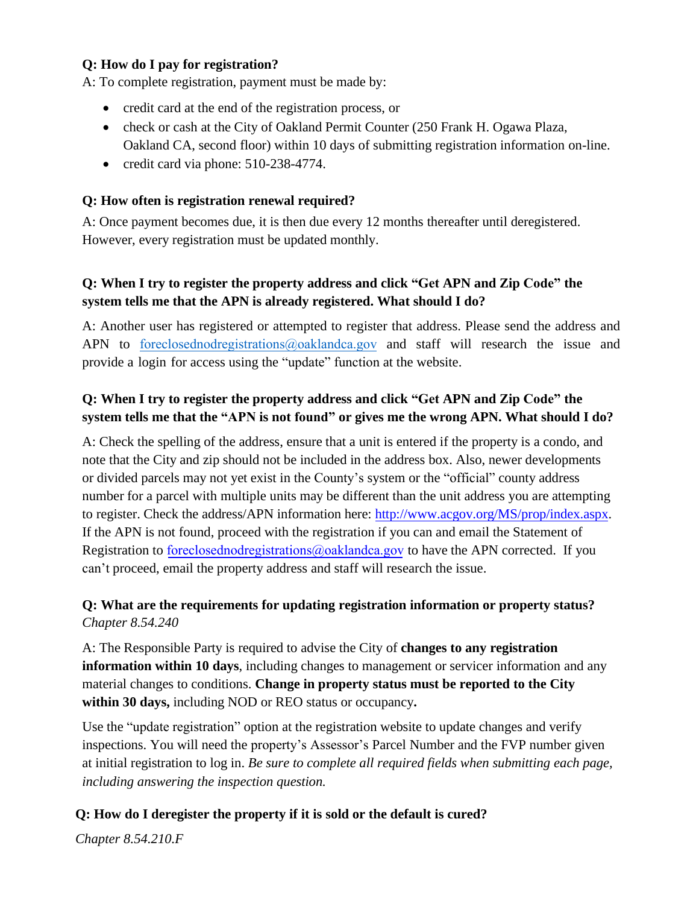**Q: How do I pay for registration?**

A: To complete registration, payment must be made by:

- credit card at the end of the registration process, or
- check or cash at the City of Oakland Permit Counter (250 Frank H. Ogawa Plaza, Oakland CA, second floor) within 10 days of submitting registration information on-line.
- credit card via phone: 510-238-4774.

**Q: How often is registration renewal required?**

A: Once payment becomes due, it is then due every 12 months thereafter until deregistered. However, every registration must be updated monthly.

**Q: When I try to register the property address and click "Get APN and Zip Code" the system tells me that the APN is already registered. What should I do?**

A: Another user has registered or attempted to register that address. Please send the address and APN to [foreclosednodregistrations@oaklandca.gov](mailto:foreclosednodregistrations@oaklandca.gov) and staff will research the issue and provide a login for access using the "update" function at the website.

**Q: When I try to register the property address and click "Get APN and Zip Code" the system tells me that the "APN is not found" or gives me the wrong APN. What should I do?**

A: Check the spelling of the address, ensure that a unit is entered if the property is a condo, and note that the City and zip should not be included in the address box. Also, newer developments or divided parcels may not yet exist in the County's system or the "official" county address number for a parcel with multiple units may be different than the unit address you are attempting to register. Check the address/APN information here: [http://www.acgov.org/MS/prop/index.aspx](http://www.acgov.org/MS/prop/index.aspx). If the APN is not found, proceed with the registration if you can and email the Statement of Registration to [foreclosednodregistrations@oaklandca.gov](mailto:foreclosednodregistrations@oaklandca.gov) to have the APN corrected. If you can't proceed, email the property address and staff will research the issue.

**Q: What are the requirements for updating registration information or property status?**
*Chapter 8.54.240*

A: The Responsible Party is required to advise the City of **changes to any registration information within 10 days**, including changes to management or servicer information and any material changes to conditions. **Change in property status must be reported to the City within 30 days,** including NOD or REO status or occupancy**.**

Use the "update registration" option at the registration website to update changes and verify inspections. You will need the property's Assessor's Parcel Number and the FVP number given at initial registration to log in. *Be sure to complete all required fields when submitting each page, including answering the inspection question.*

**Q: How do I deregister the property if it is sold or the default is cured?**

*Chapter 8.54.210.F*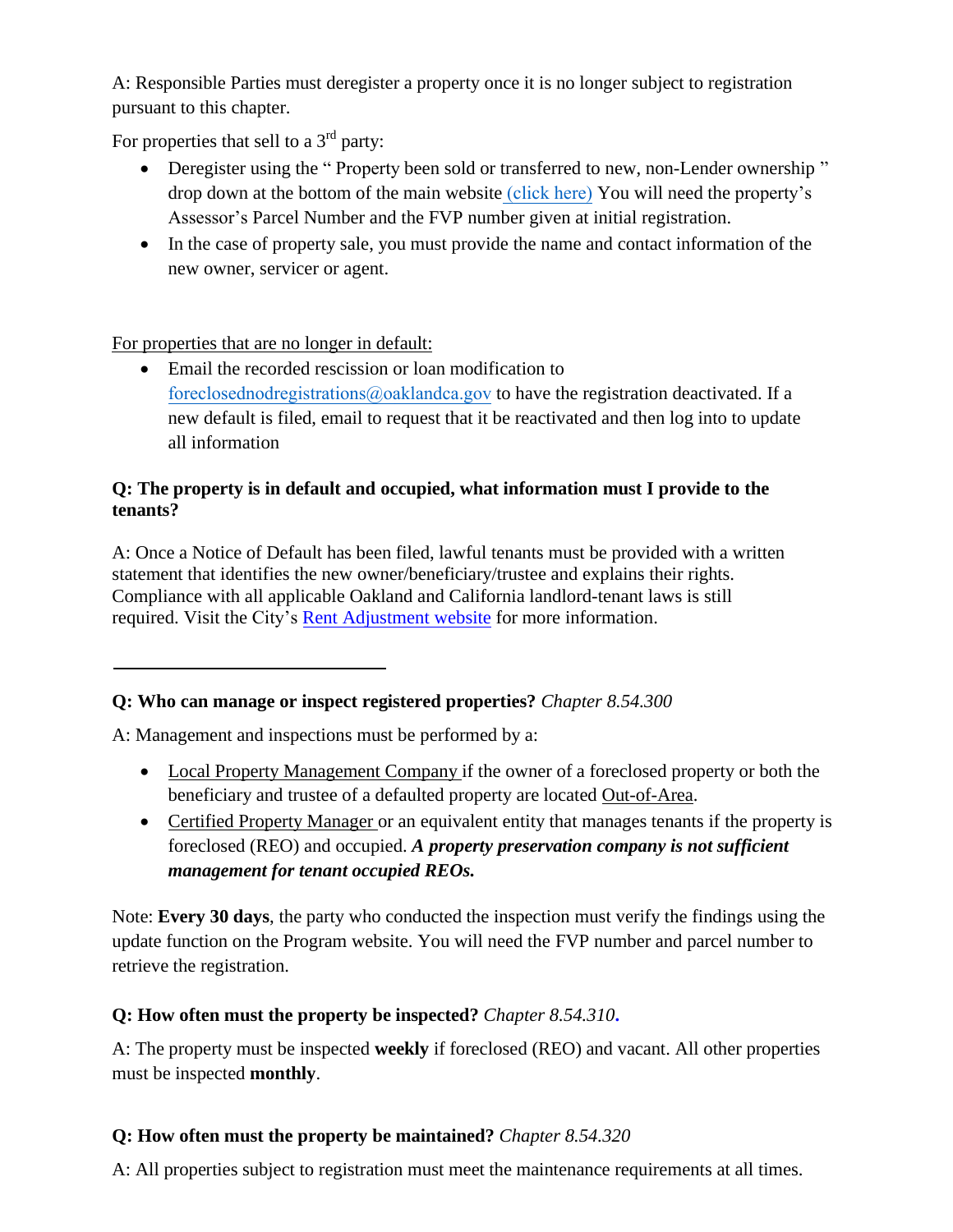A: Responsible Parties must deregister a property once it is no longer subject to registration pursuant to this chapter.

For properties that sell to a 3rd party:

- Deregister using the " Property been sold or transferred to new, non-Lender ownership " drop down at the bottom of the main website (click here) You will need the property's Assessor's Parcel Number and the FVP number given at initial registration.
- In the case of property sale, you must provide the name and contact information of the new owner, servicer or agent.

For properties that are no longer in default:

- Email the recorded rescission or loan modification to foreclosednodregistrations@oaklandca.gov to have the registration deactivated. If a new default is filed, email to request that it be reactivated and then log into to update all information

**Q: The property is in default and occupied, what information must I provide to the tenants?**

A: Once a Notice of Default has been filed, lawful tenants must be provided with a written statement that identifies the new owner/beneficiary/trustee and explains their rights. Compliance with all applicable Oakland and California landlord-tenant laws is still required. Visit the City's Rent Adjustment website for more information.

---

**Q: Who can manage or inspect registered properties?** *Chapter 8.54.300*

A: Management and inspections must be performed by a:

- Local Property Management Company if the owner of a foreclosed property or both the beneficiary and trustee of a defaulted property are located Out-of-Area.
- Certified Property Manager or an equivalent entity that manages tenants if the property is foreclosed (REO) and occupied. ***A property preservation company is not sufficient management for tenant occupied REOs.***

Note: **Every 30 days**, the party who conducted the inspection must verify the findings using the update function on the Program website. You will need the FVP number and parcel number to retrieve the registration.

**Q: How often must the property be inspected?** *Chapter 8.54.310*.

A: The property must be inspected **weekly** if foreclosed (REO) and vacant. All other properties must be inspected **monthly**.

**Q: How often must the property be maintained?** *Chapter 8.54.320*

A: All properties subject to registration must meet the maintenance requirements at all times.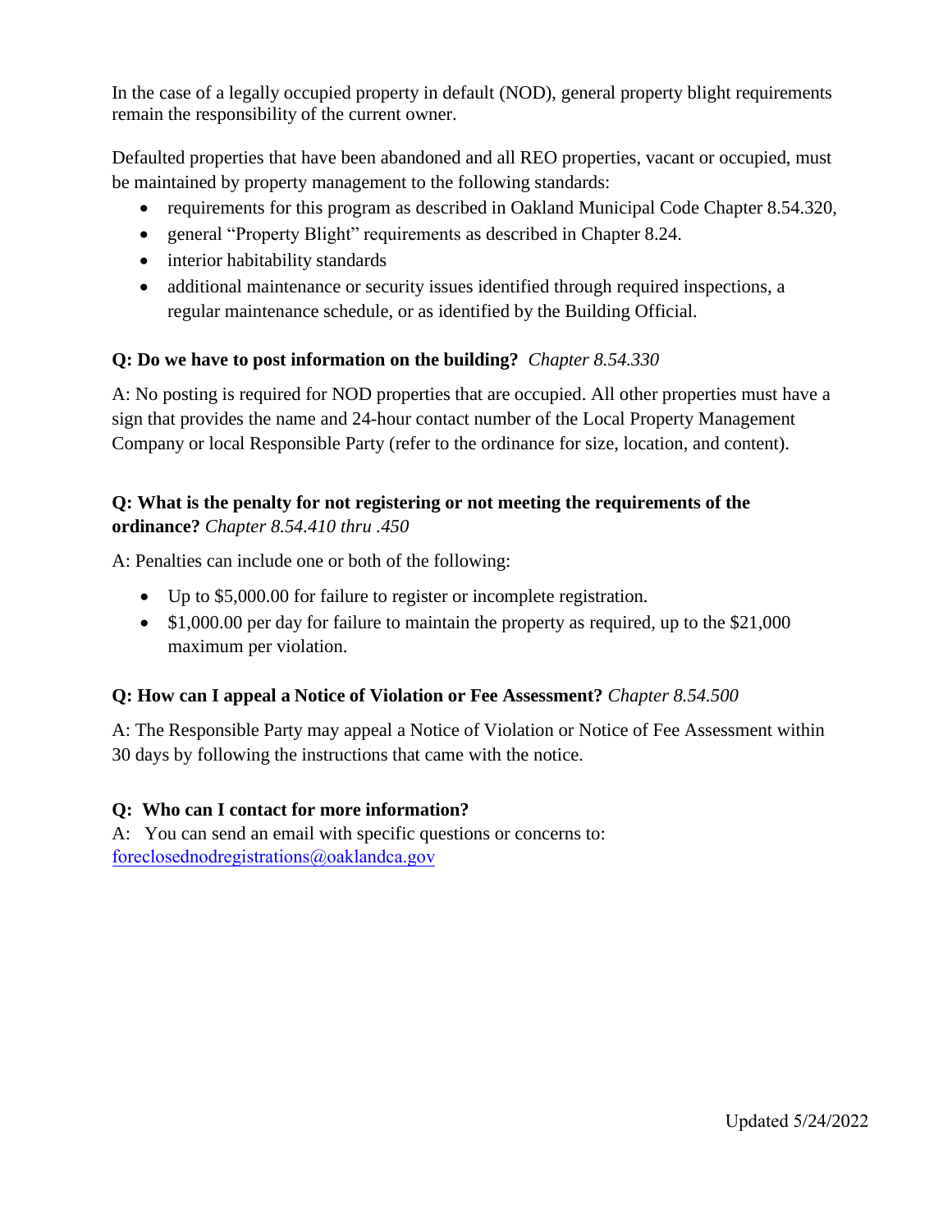In the case of a legally occupied property in default (NOD), general property blight requirements remain the responsibility of the current owner.

Defaulted properties that have been abandoned and all REO properties, vacant or occupied, must be maintained by property management to the following standards:

- requirements for this program as described in Oakland Municipal Code Chapter 8.54.320,
- general "Property Blight" requirements as described in Chapter 8.24.
- interior habitability standards
- additional maintenance or security issues identified through required inspections, a regular maintenance schedule, or as identified by the Building Official.

**Q: Do we have to post information on the building?** *Chapter 8.54.330*

A: No posting is required for NOD properties that are occupied. All other properties must have a sign that provides the name and 24-hour contact number of the Local Property Management Company or local Responsible Party (refer to the ordinance for size, location, and content).

**Q: What is the penalty for not registering or not meeting the requirements of the ordinance?** *Chapter 8.54.410 thru .450*

A: Penalties can include one or both of the following:

- Up to \$5,000.00 for failure to register or incomplete registration.
- \$1,000.00 per day for failure to maintain the property as required, up to the \$21,000 maximum per violation.

**Q: How can I appeal a Notice of Violation or Fee Assessment?** *Chapter 8.54.500*

A: The Responsible Party may appeal a Notice of Violation or Notice of Fee Assessment within 30 days by following the instructions that came with the notice.

**Q: Who can I contact for more information?**

A: You can send an email with specific questions or concerns to: foreclosednodregistrations@oaklandca.gov

Updated 5/24/2022